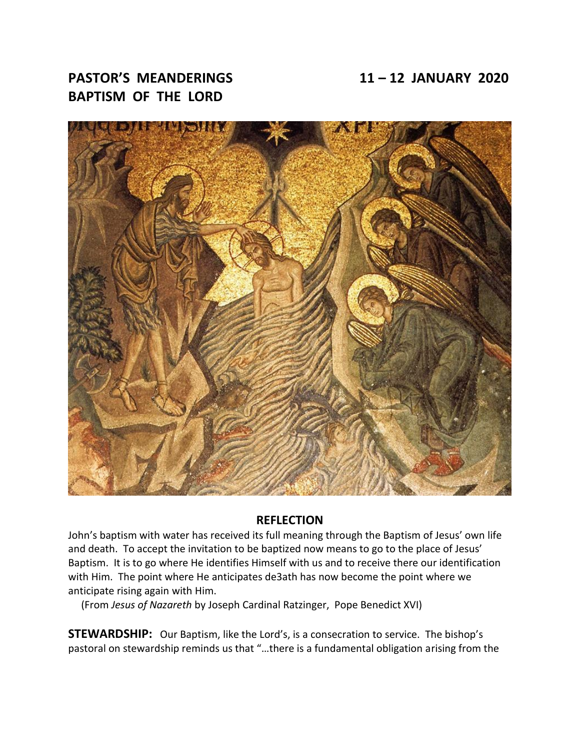# PASTOR'S MEANDERINGS 11 – 12 JANUARY 2020

# BAPTISM OF THE LORD

## REFLECTION

John's baptism with water has received its full meaning through the Baptism of Jesus' own life and death. To accept the invitation to be baptized now means to go to the place of Jesus' Baptism. It is to go where He identifies Himself with us and to receive there our identification with Him. The point where He anticipates de3ath has now become the point where we anticipate rising again with Him.

(From *Jesus of Nazareth* by Joseph Cardinal Ratzinger, Pope Benedict XVI)

**STEWARDSHIP:** Our Baptism, like the Lord's, is a consecration to service. The bishop's pastoral on stewardship reminds us that "…there is a fundamental obligation arising from the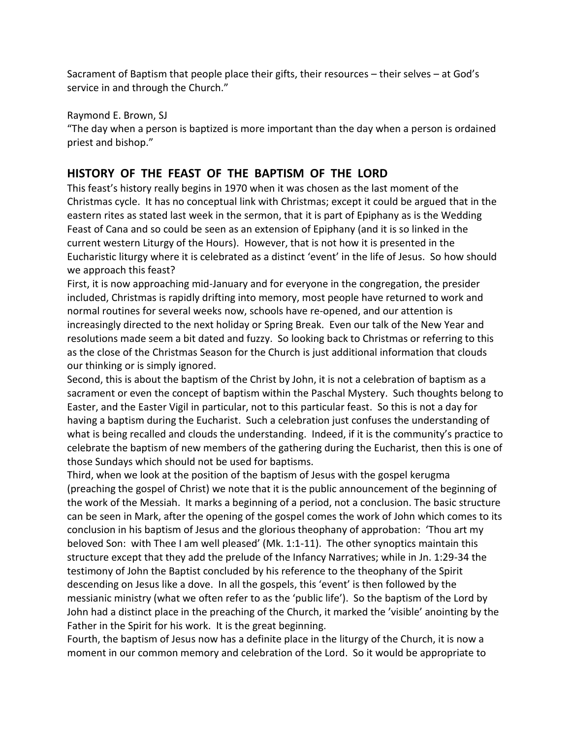Sacrament of Baptism that people place their gifts, their resources – their selves – at God's service in and through the Church."

Raymond E. Brown, SJ
"The day when a person is baptized is more important than the day when a person is ordained priest and bishop."

## HISTORY OF THE FEAST OF THE BAPTISM OF THE LORD

This feast's history really begins in 1970 when it was chosen as the last moment of the Christmas cycle. It has no conceptual link with Christmas; except it could be argued that in the eastern rites as stated last week in the sermon, that it is part of Epiphany as is the Wedding Feast of Cana and so could be seen as an extension of Epiphany (and it is so linked in the current western Liturgy of the Hours). However, that is not how it is presented in the Eucharistic liturgy where it is celebrated as a distinct 'event' in the life of Jesus. So how should we approach this feast?

First, it is now approaching mid-January and for everyone in the congregation, the presider included, Christmas is rapidly drifting into memory, most people have returned to work and normal routines for several weeks now, schools have re-opened, and our attention is increasingly directed to the next holiday or Spring Break. Even our talk of the New Year and resolutions made seem a bit dated and fuzzy. So looking back to Christmas or referring to this as the close of the Christmas Season for the Church is just additional information that clouds our thinking or is simply ignored.

Second, this is about the baptism of the Christ by John, it is not a celebration of baptism as a sacrament or even the concept of baptism within the Paschal Mystery. Such thoughts belong to Easter, and the Easter Vigil in particular, not to this particular feast. So this is not a day for having a baptism during the Eucharist. Such a celebration just confuses the understanding of what is being recalled and clouds the understanding. Indeed, if it is the community's practice to celebrate the baptism of new members of the gathering during the Eucharist, then this is one of those Sundays which should not be used for baptisms.

Third, when we look at the position of the baptism of Jesus with the gospel kerugma (preaching the gospel of Christ) we note that it is the public announcement of the beginning of the work of the Messiah. It marks a beginning of a period, not a conclusion. The basic structure can be seen in Mark, after the opening of the gospel comes the work of John which comes to its conclusion in his baptism of Jesus and the glorious theophany of approbation: 'Thou art my beloved Son: with Thee I am well pleased' (Mk. 1:1-11). The other synoptics maintain this structure except that they add the prelude of the Infancy Narratives; while in Jn. 1:29-34 the testimony of John the Baptist concluded by his reference to the theophany of the Spirit descending on Jesus like a dove. In all the gospels, this 'event' is then followed by the messianic ministry (what we often refer to as the 'public life'). So the baptism of the Lord by John had a distinct place in the preaching of the Church, it marked the 'visible' anointing by the Father in the Spirit for his work. It is the great beginning.

Fourth, the baptism of Jesus now has a definite place in the liturgy of the Church, it is now a moment in our common memory and celebration of the Lord. So it would be appropriate to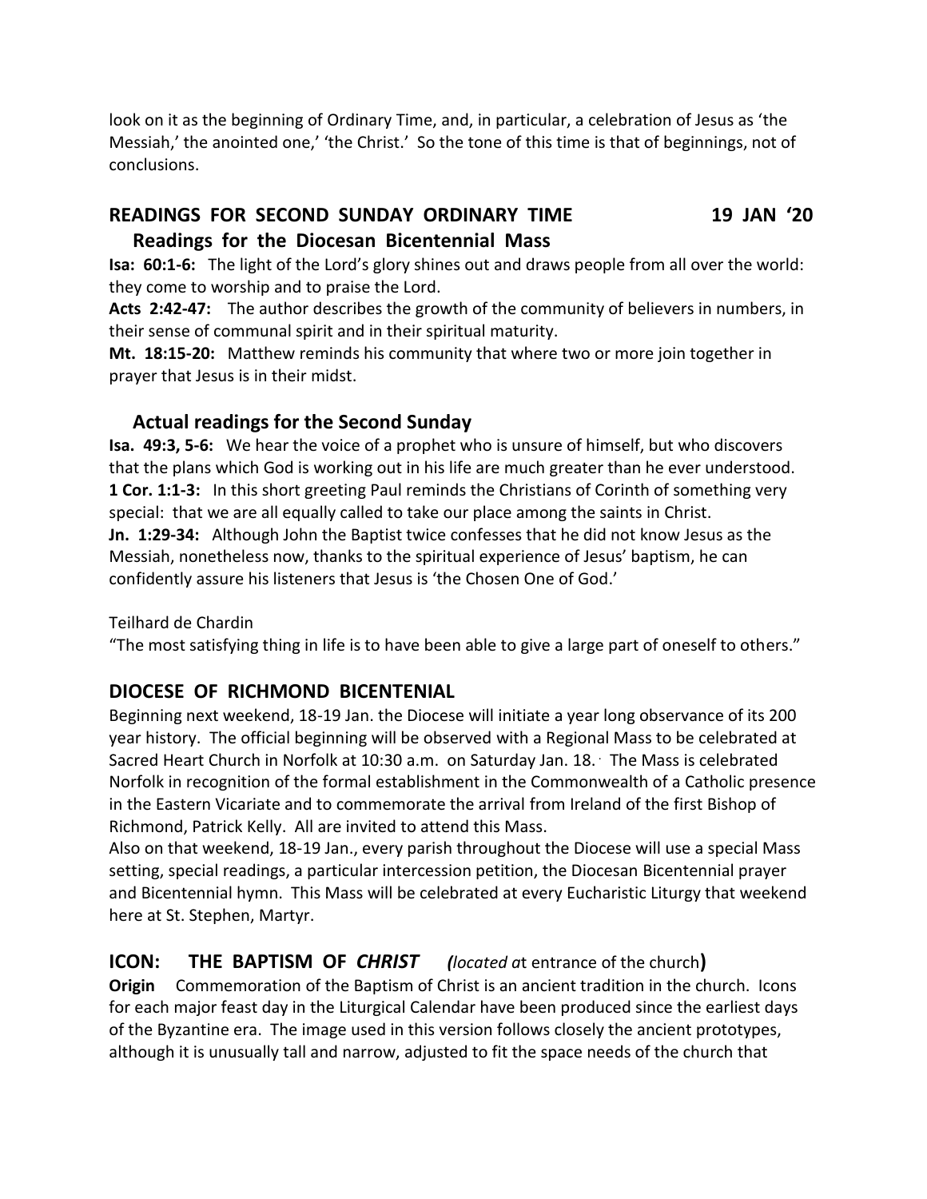look on it as the beginning of Ordinary Time, and, in particular, a celebration of Jesus as 'the Messiah,' the anointed one,' 'the Christ.' So the tone of this time is that of beginnings, not of conclusions.

## READINGS FOR SECOND SUNDAY ORDINARY TIME 19 JAN '20

### Readings for the Diocesan Bicentennial Mass

**Isa: 60:1-6:** The light of the Lord's glory shines out and draws people from all over the world: they come to worship and to praise the Lord.

**Acts 2:42-47:** The author describes the growth of the community of believers in numbers, in their sense of communal spirit and in their spiritual maturity.

**Mt. 18:15-20:** Matthew reminds his community that where two or more join together in prayer that Jesus is in their midst.

### Actual readings for the Second Sunday

**Isa. 49:3, 5-6:** We hear the voice of a prophet who is unsure of himself, but who discovers that the plans which God is working out in his life are much greater than he ever understood.

**1 Cor. 1:1-3:** In this short greeting Paul reminds the Christians of Corinth of something very special: that we are all equally called to take our place among the saints in Christ.

**Jn. 1:29-34:** Although John the Baptist twice confesses that he did not know Jesus as the Messiah, nonetheless now, thanks to the spiritual experience of Jesus' baptism, he can confidently assure his listeners that Jesus is 'the Chosen One of God.'

Teilhard de Chardin

"The most satisfying thing in life is to have been able to give a large part of oneself to others."

## DIOCESE OF RICHMOND BICENTENIAL

Beginning next weekend, 18-19 Jan. the Diocese will initiate a year long observance of its 200 year history. The official beginning will be observed with a Regional Mass to be celebrated at Sacred Heart Church in Norfolk at 10:30 a.m. on Saturday Jan. 18. The Mass is celebrated Norfolk in recognition of the formal establishment in the Commonwealth of a Catholic presence in the Eastern Vicariate and to commemorate the arrival from Ireland of the first Bishop of Richmond, Patrick Kelly. All are invited to attend this Mass.

Also on that weekend, 18-19 Jan., every parish throughout the Diocese will use a special Mass setting, special readings, a particular intercession petition, the Diocesan Bicentennial prayer and Bicentennial hymn. This Mass will be celebrated at every Eucharistic Liturgy that weekend here at St. Stephen, Martyr.

## ICON: THE BAPTISM OF *CHRIST* *(located a*t entrance of the church)

**Origin** Commemoration of the Baptism of Christ is an ancient tradition in the church. Icons for each major feast day in the Liturgical Calendar have been produced since the earliest days of the Byzantine era. The image used in this version follows closely the ancient prototypes, although it is unusually tall and narrow, adjusted to fit the space needs of the church that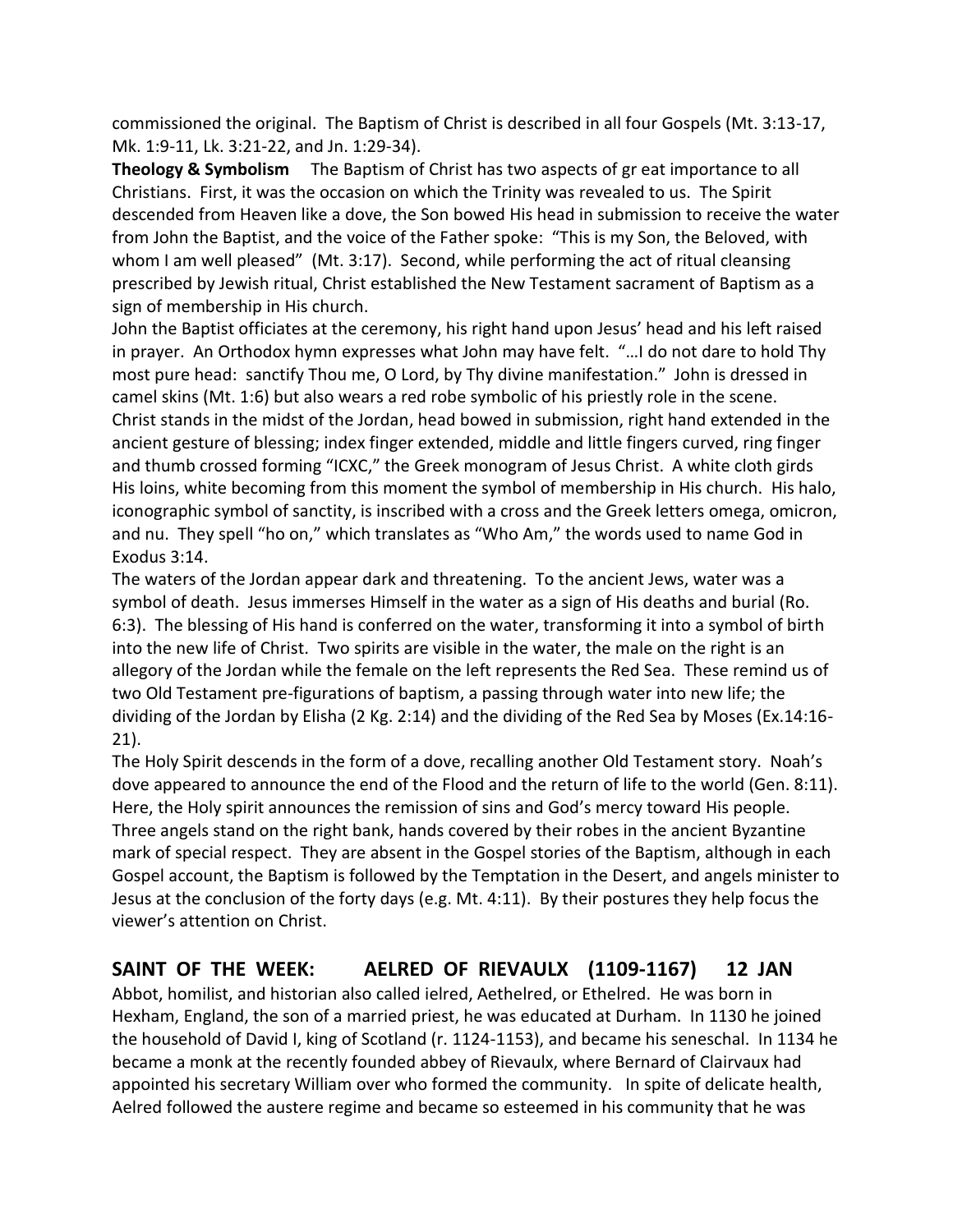commissioned the original. The Baptism of Christ is described in all four Gospels (Mt. 3:13-17, Mk. 1:9-11, Lk. 3:21-22, and Jn. 1:29-34).

**Theology & Symbolism** The Baptism of Christ has two aspects of gr eat importance to all Christians. First, it was the occasion on which the Trinity was revealed to us. The Spirit descended from Heaven like a dove, the Son bowed His head in submission to receive the water from John the Baptist, and the voice of the Father spoke: "This is my Son, the Beloved, with whom I am well pleased" (Mt. 3:17). Second, while performing the act of ritual cleansing prescribed by Jewish ritual, Christ established the New Testament sacrament of Baptism as a sign of membership in His church.

John the Baptist officiates at the ceremony, his right hand upon Jesus' head and his left raised in prayer. An Orthodox hymn expresses what John may have felt. "…I do not dare to hold Thy most pure head: sanctify Thou me, O Lord, by Thy divine manifestation." John is dressed in camel skins (Mt. 1:6) but also wears a red robe symbolic of his priestly role in the scene.

Christ stands in the midst of the Jordan, head bowed in submission, right hand extended in the ancient gesture of blessing; index finger extended, middle and little fingers curved, ring finger and thumb crossed forming "ICXC," the Greek monogram of Jesus Christ. A white cloth girds His loins, white becoming from this moment the symbol of membership in His church. His halo, iconographic symbol of sanctity, is inscribed with a cross and the Greek letters omega, omicron, and nu. They spell "ho on," which translates as "Who Am," the words used to name God in Exodus 3:14.

The waters of the Jordan appear dark and threatening. To the ancient Jews, water was a symbol of death. Jesus immerses Himself in the water as a sign of His deaths and burial (Ro. 6:3). The blessing of His hand is conferred on the water, transforming it into a symbol of birth into the new life of Christ. Two spirits are visible in the water, the male on the right is an allegory of the Jordan while the female on the left represents the Red Sea. These remind us of two Old Testament pre-figurations of baptism, a passing through water into new life; the dividing of the Jordan by Elisha (2 Kg. 2:14) and the dividing of the Red Sea by Moses (Ex.14:16-21).

The Holy Spirit descends in the form of a dove, recalling another Old Testament story. Noah's dove appeared to announce the end of the Flood and the return of life to the world (Gen. 8:11). Here, the Holy spirit announces the remission of sins and God's mercy toward His people.

Three angels stand on the right bank, hands covered by their robes in the ancient Byzantine mark of special respect. They are absent in the Gospel stories of the Baptism, although in each Gospel account, the Baptism is followed by the Temptation in the Desert, and angels minister to Jesus at the conclusion of the forty days (e.g. Mt. 4:11). By their postures they help focus the viewer's attention on Christ.

## SAINT OF THE WEEK: AELRED OF RIEVAULX (1109-1167) 12 JAN

Abbot, homilist, and historian also called ielred, Aethelred, or Ethelred. He was born in Hexham, England, the son of a married priest, he was educated at Durham. In 1130 he joined the household of David I, king of Scotland (r. 1124-1153), and became his seneschal. In 1134 he became a monk at the recently founded abbey of Rievaulx, where Bernard of Clairvaux had appointed his secretary William over who formed the community. In spite of delicate health, Aelred followed the austere regime and became so esteemed in his community that he was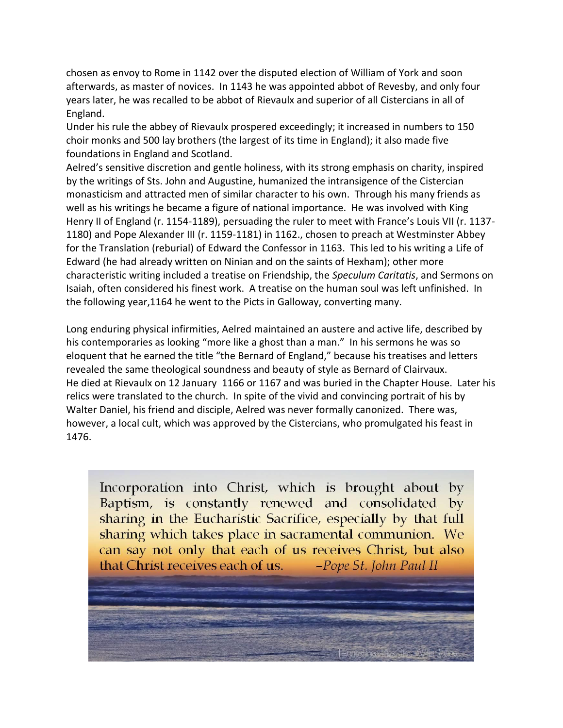chosen as envoy to Rome in 1142 over the disputed election of William of York and soon afterwards, as master of novices. In 1143 he was appointed abbot of Revesby, and only four years later, he was recalled to be abbot of Rievaulx and superior of all Cistercians in all of England.

Under his rule the abbey of Rievaulx prospered exceedingly; it increased in numbers to 150 choir monks and 500 lay brothers (the largest of its time in England); it also made five foundations in England and Scotland.

Aelred's sensitive discretion and gentle holiness, with its strong emphasis on charity, inspired by the writings of Sts. John and Augustine, humanized the intransigence of the Cistercian monasticism and attracted men of similar character to his own. Through his many friends as well as his writings he became a figure of national importance. He was involved with King Henry II of England (r. 1154-1189), persuading the ruler to meet with France's Louis VII (r. 1137-1180) and Pope Alexander III (r. 1159-1181) in 1162., chosen to preach at Westminster Abbey for the Translation (reburial) of Edward the Confessor in 1163. This led to his writing a Life of Edward (he had already written on Ninian and on the saints of Hexham); other more characteristic writing included a treatise on Friendship, the *Speculum Caritatis*, and Sermons on Isaiah, often considered his finest work. A treatise on the human soul was left unfinished. In the following year,1164 he went to the Picts in Galloway, converting many.

Long enduring physical infirmities, Aelred maintained an austere and active life, described by his contemporaries as looking "more like a ghost than a man." In his sermons he was so eloquent that he earned the title "the Bernard of England," because his treatises and letters revealed the same theological soundness and beauty of style as Bernard of Clairvaux.

He died at Rievaulx on 12 January 1166 or 1167 and was buried in the Chapter House. Later his relics were translated to the church. In spite of the vivid and convincing portrait of his by Walter Daniel, his friend and disciple, Aelred was never formally canonized. There was, however, a local cult, which was approved by the Cistercians, who promulgated his feast in 1476.

Incorporation into Christ, which is brought about by Baptism, is constantly renewed and consolidated by sharing in the Eucharistic Sacrifice, especially by that full sharing which takes place in sacramental communion. We can say not only that each of us receives Christ, but also that Christ receives each of us. –*Pope St. John Paul II*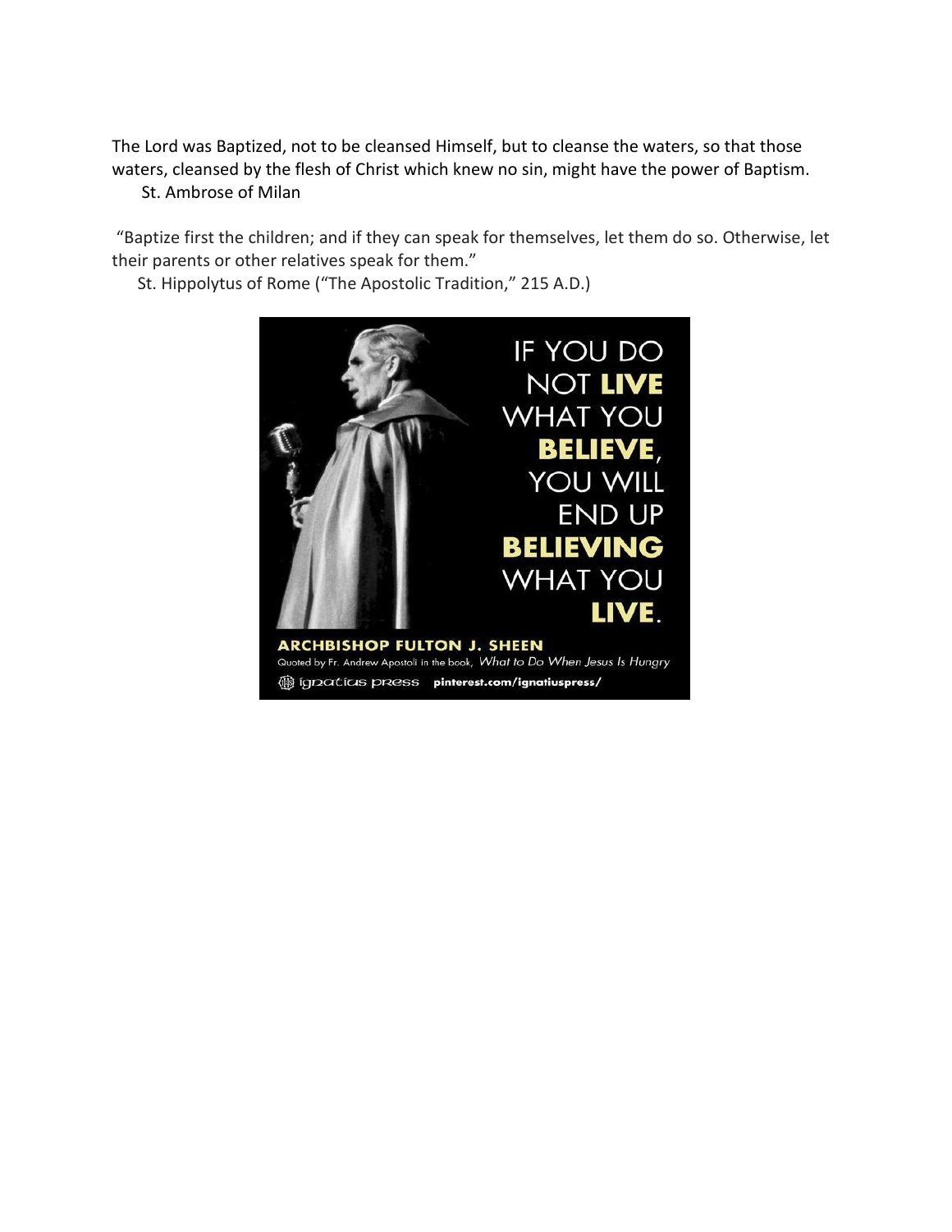The Lord was Baptized, not to be cleansed Himself, but to cleanse the waters, so that those waters, cleansed by the flesh of Christ which knew no sin, might have the power of Baptism.
St. Ambrose of Milan

"Baptize first the children; and if they can speak for themselves, let them do so. Otherwise, let their parents or other relatives speak for them."
St. Hippolytus of Rome ("The Apostolic Tradition," 215 A.D.)

IF YOU DO NOT **LIVE** WHAT YOU **BELIEVE**, YOU WILL END UP **BELIEVING** WHAT YOU **LIVE**.

**ARCHBISHOP FULTON J. SHEEN**
Quoted by Fr. Andrew Apostoli in the book, *What to Do When Jesus Is Hungry*
ignatius press pinterest.com/ignatiuspress/